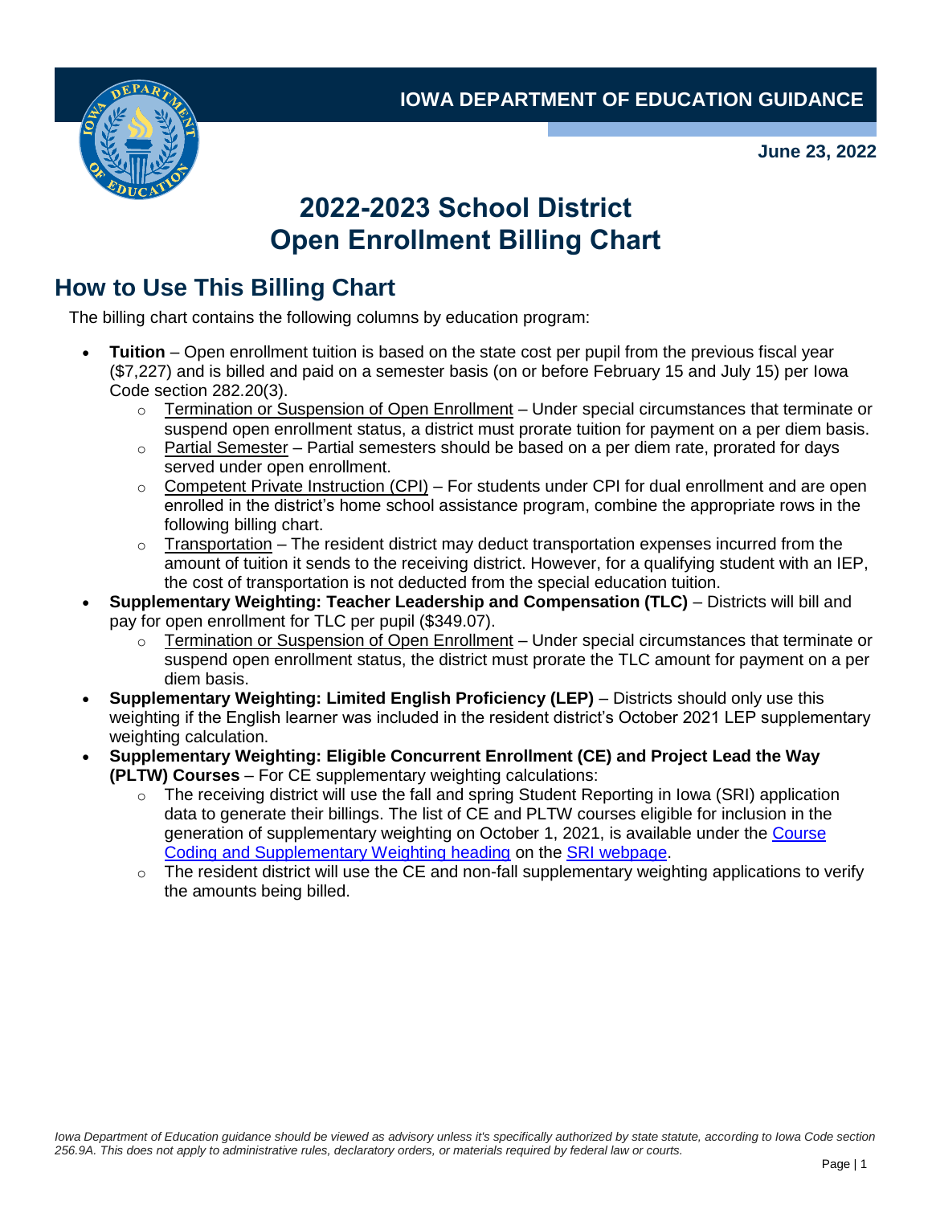**IOWA DEPARTMENT OF EDUCATION GUIDANCE**

**June 23, 2022**

# 2022-2023 School District Open Enrollment Billing Chart

## How to Use This Billing Chart

The billing chart contains the following columns by education program:

- **Tuition** – Open enrollment tuition is based on the state cost per pupil from the previous fiscal year ($7,227) and is billed and paid on a semester basis (on or before February 15 and July 15) per Iowa Code section 282.20(3).
  - Termination or Suspension of Open Enrollment – Under special circumstances that terminate or suspend open enrollment status, a district must prorate tuition for payment on a per diem basis.
  - Partial Semester – Partial semesters should be based on a per diem rate, prorated for days served under open enrollment.
  - Competent Private Instruction (CPI) – For students under CPI for dual enrollment and are open enrolled in the district's home school assistance program, combine the appropriate rows in the following billing chart.
  - Transportation – The resident district may deduct transportation expenses incurred from the amount of tuition it sends to the receiving district. However, for a qualifying student with an IEP, the cost of transportation is not deducted from the special education tuition.
- **Supplementary Weighting: Teacher Leadership and Compensation (TLC)** – Districts will bill and pay for open enrollment for TLC per pupil ($349.07).
  - Termination or Suspension of Open Enrollment – Under special circumstances that terminate or suspend open enrollment status, the district must prorate the TLC amount for payment on a per diem basis.
- **Supplementary Weighting: Limited English Proficiency (LEP)** – Districts should only use this weighting if the English learner was included in the resident district's October 2021 LEP supplementary weighting calculation.
- **Supplementary Weighting: Eligible Concurrent Enrollment (CE) and Project Lead the Way (PLTW) Courses** – For CE supplementary weighting calculations:
  - The receiving district will use the fall and spring Student Reporting in Iowa (SRI) application data to generate their billings. The list of CE and PLTW courses eligible for inclusion in the generation of supplementary weighting on October 1, 2021, is available under the Course Coding and Supplementary Weighting heading on the SRI webpage.
  - The resident district will use the CE and non-fall supplementary weighting applications to verify the amounts being billed.

*Iowa Department of Education guidance should be viewed as advisory unless it's specifically authorized by state statute, according to Iowa Code section 256.9A. This does not apply to administrative rules, declaratory orders, or materials required by federal law or courts.*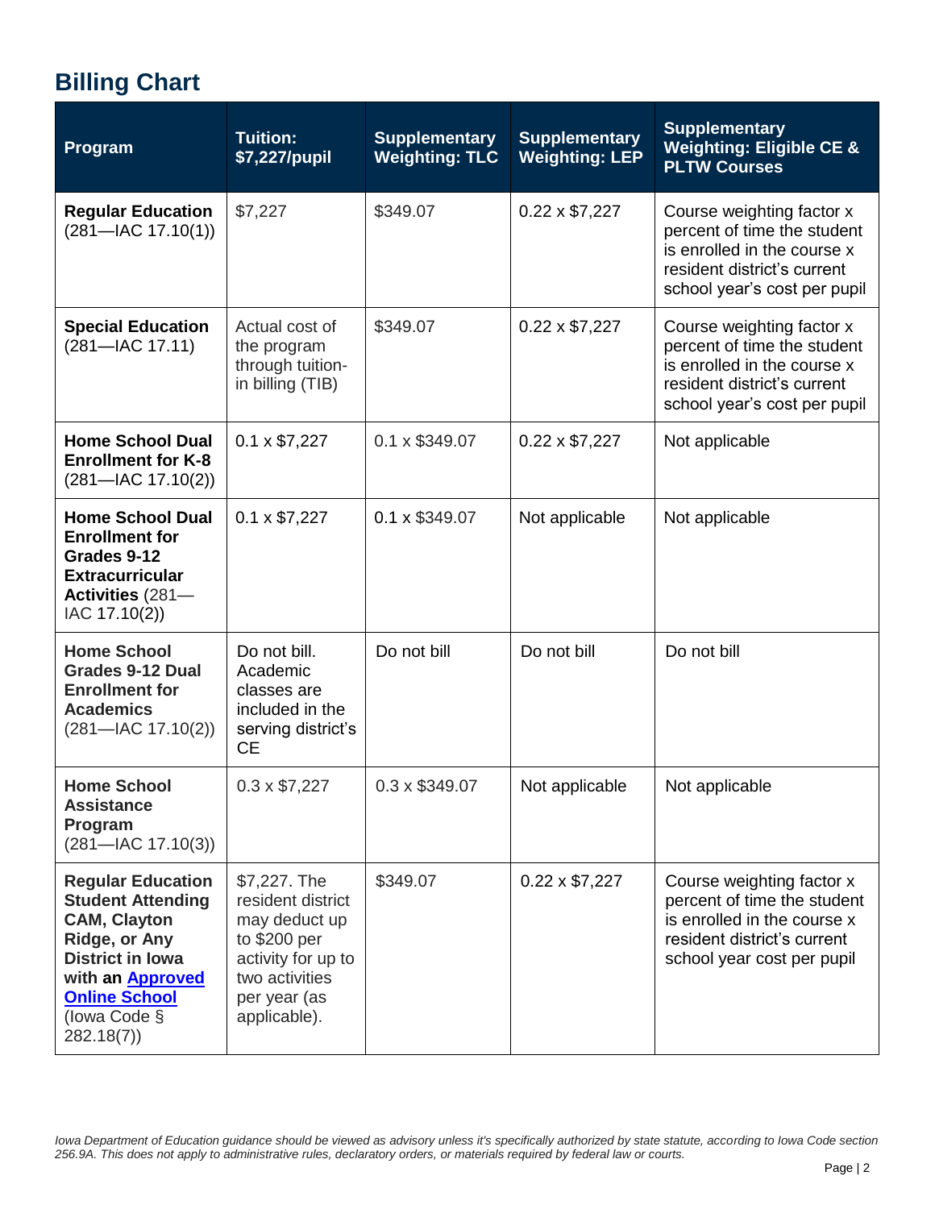## Billing Chart

| Program | Tuition: $7,227/pupil | Supplementary Weighting: TLC | Supplementary Weighting: LEP | Supplementary Weighting: Eligible CE & PLTW Courses |
|---|---|---|---|---|
| **Regular Education** (281—IAC 17.10(1)) | $7,227 | $349.07 | 0.22 x $7,227 | Course weighting factor x percent of time the student is enrolled in the course x resident district's current school year's cost per pupil |
| **Special Education** (281—IAC 17.11) | Actual cost of the program through tuition-in billing (TIB) | $349.07 | 0.22 x $7,227 | Course weighting factor x percent of time the student is enrolled in the course x resident district's current school year's cost per pupil |
| **Home School Dual Enrollment for K-8** (281—IAC 17.10(2)) | 0.1 x $7,227 | 0.1 x $349.07 | 0.22 x $7,227 | Not applicable |
| **Home School Dual Enrollment for Grades 9-12 Extracurricular Activities** (281—IAC 17.10(2)) | 0.1 x $7,227 | 0.1 x $349.07 | Not applicable | Not applicable |
| **Home School Grades 9-12 Dual Enrollment for Academics** (281—IAC 17.10(2)) | Do not bill. Academic classes are included in the serving district's CE | Do not bill | Do not bill | Do not bill |
| **Home School Assistance Program** (281—IAC 17.10(3)) | 0.3 x $7,227 | 0.3 x $349.07 | Not applicable | Not applicable |
| **Regular Education Student Attending CAM, Clayton Ridge, or Any District in Iowa with an Approved Online School** (Iowa Code § 282.18(7)) | $7,227. The resident district may deduct up to $200 per activity for up to two activities per year (as applicable). | $349.07 | 0.22 x $7,227 | Course weighting factor x percent of time the student is enrolled in the course x resident district's current school year cost per pupil |

*Iowa Department of Education guidance should be viewed as advisory unless it's specifically authorized by state statute, according to Iowa Code section 256.9A. This does not apply to administrative rules, declaratory orders, or materials required by federal law or courts.*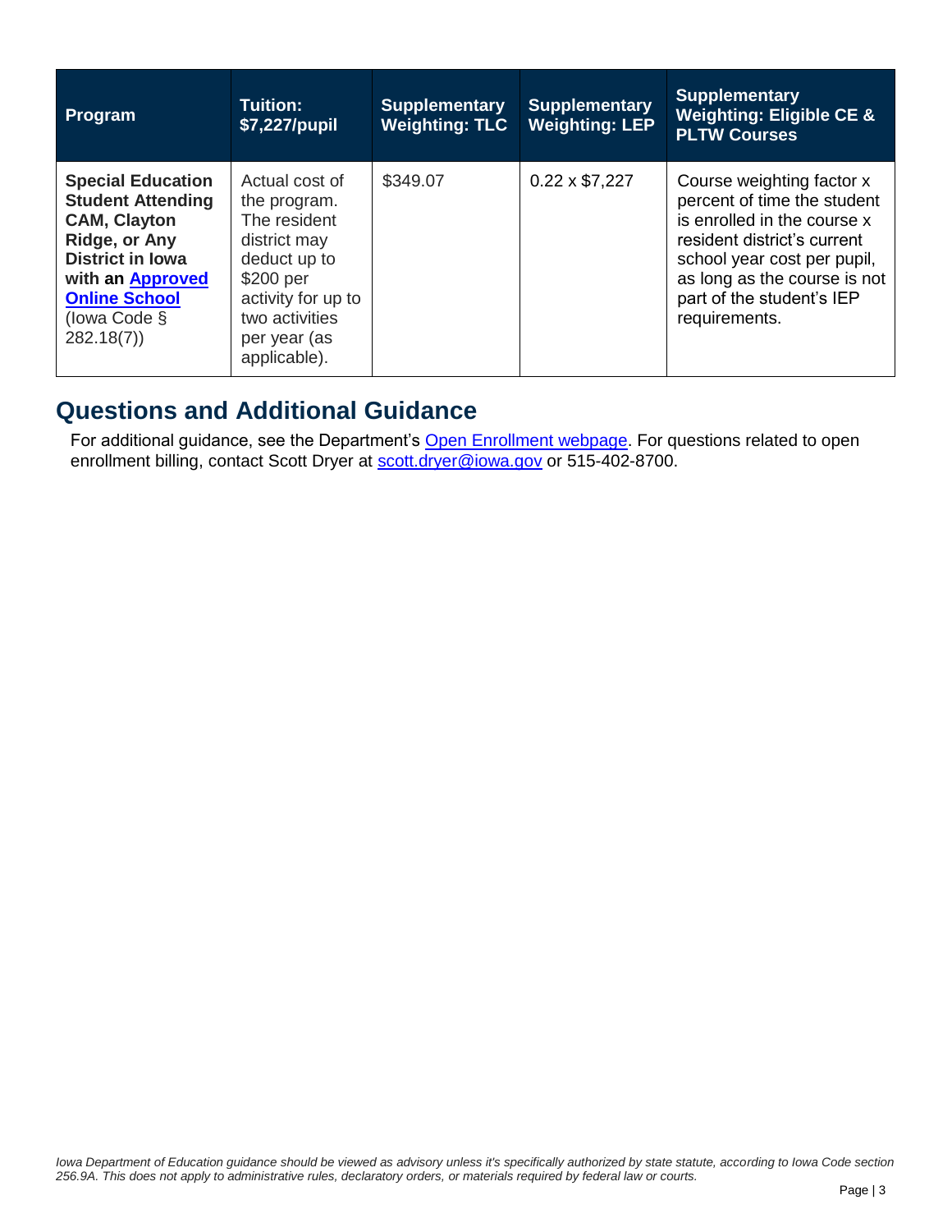| Program | Tuition: $7,227/pupil | Supplementary Weighting: TLC | Supplementary Weighting: LEP | Supplementary Weighting: Eligible CE & PLTW Courses |
|---|---|---|---|---|
| **Special Education Student Attending CAM, Clayton Ridge, or Any District in Iowa with an [Approved Online School](#)** (Iowa Code § 282.18(7)) | Actual cost of the program. The resident district may deduct up to $200 per activity for up to two activities per year (as applicable). | $349.07 | 0.22 x $7,227 | Course weighting factor x percent of time the student is enrolled in the course x resident district's current school year cost per pupil, as long as the course is not part of the student's IEP requirements. |

## Questions and Additional Guidance

For additional guidance, see the Department's [Open Enrollment webpage](#). For questions related to open enrollment billing, contact Scott Dryer at [scott.dryer@iowa.gov](mailto:scott.dryer@iowa.gov) or 515-402-8700.

*Iowa Department of Education guidance should be viewed as advisory unless it's specifically authorized by state statute, according to Iowa Code section 256.9A. This does not apply to administrative rules, declaratory orders, or materials required by federal law or courts.*